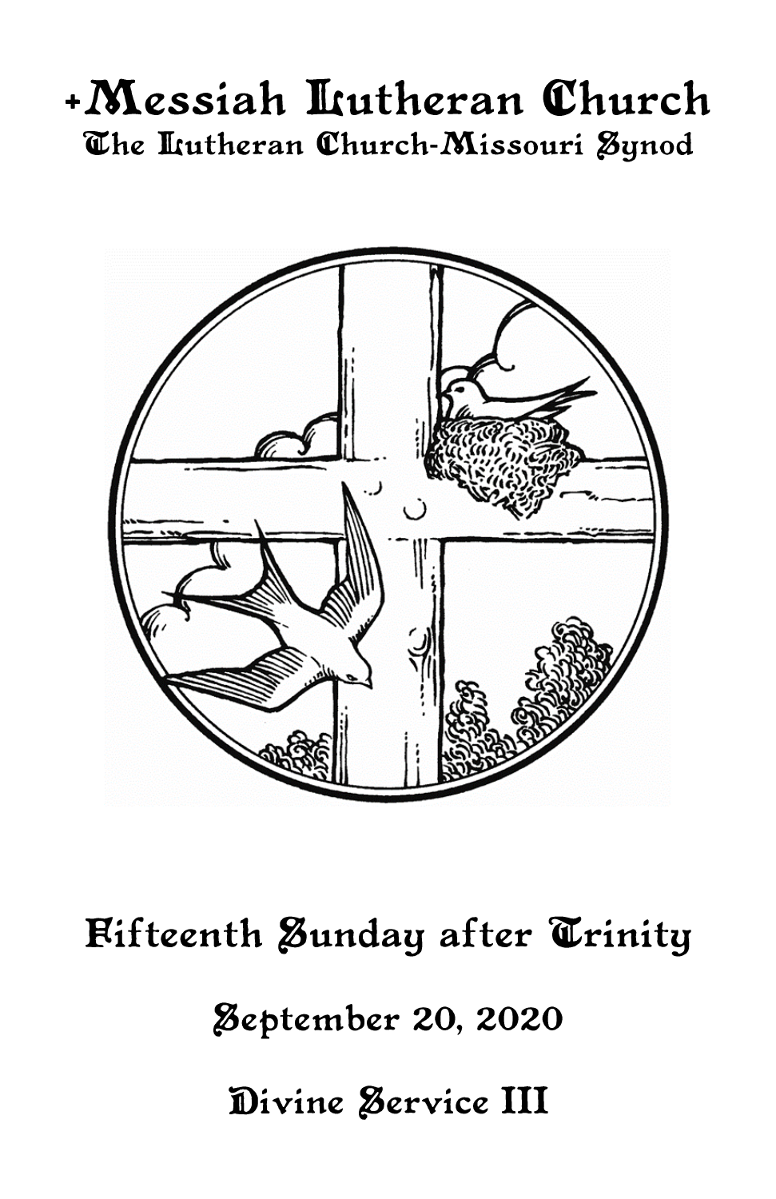# +Messiah Lutheran Church

## The Lutheran Church-Missouri Synod

## Fifteenth Sunday after Trinity

## September 20, 2020

## Divine Service III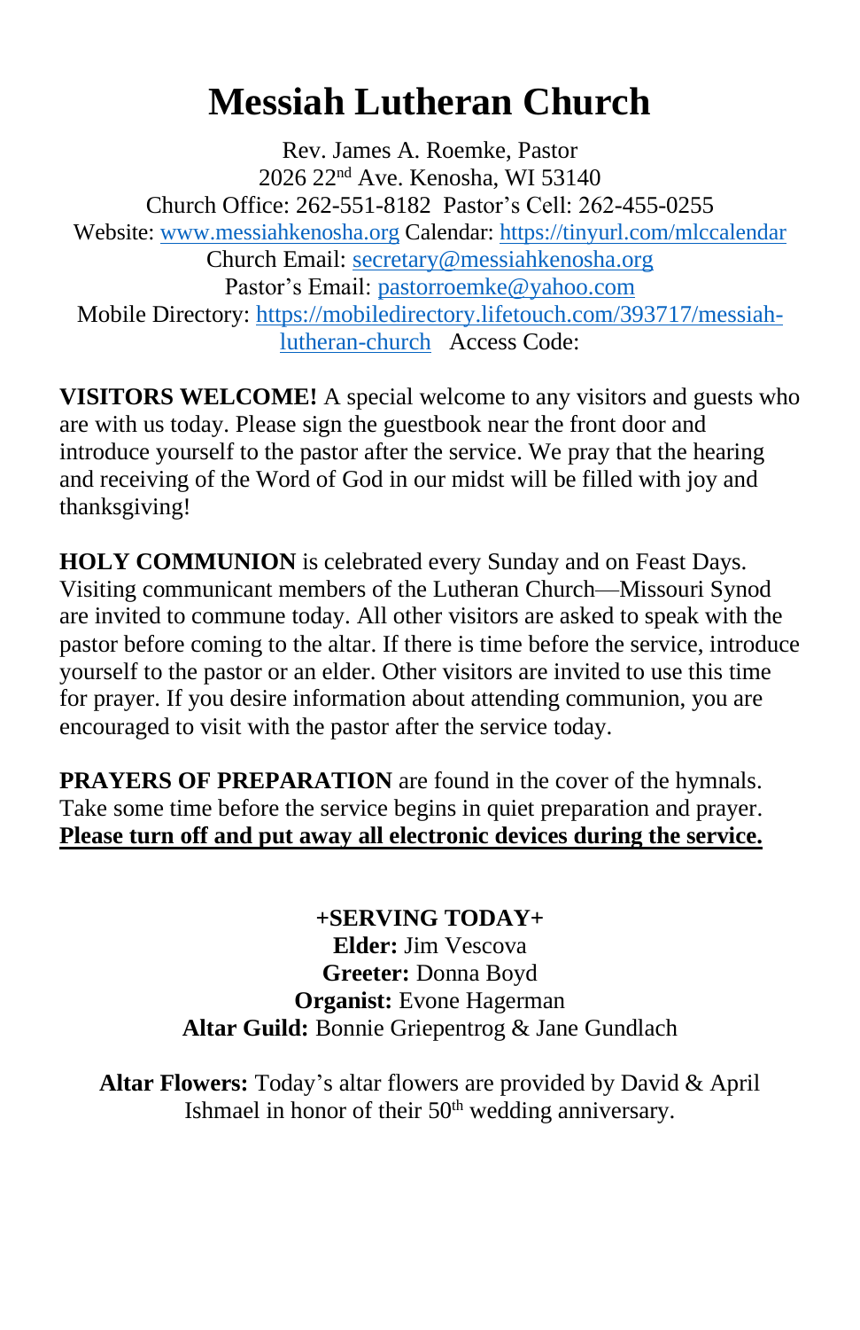# Messiah Lutheran Church

Rev. James A. Roemke, Pastor
2026 22nd Ave. Kenosha, WI 53140
Church Office: 262-551-8182  Pastor's Cell: 262-455-0255
Website: www.messiahkenosha.org Calendar: https://tinyurl.com/mlccalendar
Church Email: secretary@messiahkenosha.org
Pastor's Email: pastorroemke@yahoo.com
Mobile Directory: https://mobiledirectory.lifetouch.com/393717/messiah-lutheran-church   Access Code:

**VISITORS WELCOME!** A special welcome to any visitors and guests who are with us today. Please sign the guestbook near the front door and introduce yourself to the pastor after the service. We pray that the hearing and receiving of the Word of God in our midst will be filled with joy and thanksgiving!

**HOLY COMMUNION** is celebrated every Sunday and on Feast Days. Visiting communicant members of the Lutheran Church—Missouri Synod are invited to commune today. All other visitors are asked to speak with the pastor before coming to the altar. If there is time before the service, introduce yourself to the pastor or an elder. Other visitors are invited to use this time for prayer. If you desire information about attending communion, you are encouraged to visit with the pastor after the service today.

**PRAYERS OF PREPARATION** are found in the cover of the hymnals. Take some time before the service begins in quiet preparation and prayer. **Please turn off and put away all electronic devices during the service.**

**+SERVING TODAY+**
**Elder:** Jim Vescova
**Greeter:** Donna Boyd
**Organist:** Evone Hagerman
**Altar Guild:** Bonnie Griepentrog & Jane Gundlach

**Altar Flowers:** Today's altar flowers are provided by David & April Ishmael in honor of their 50th wedding anniversary.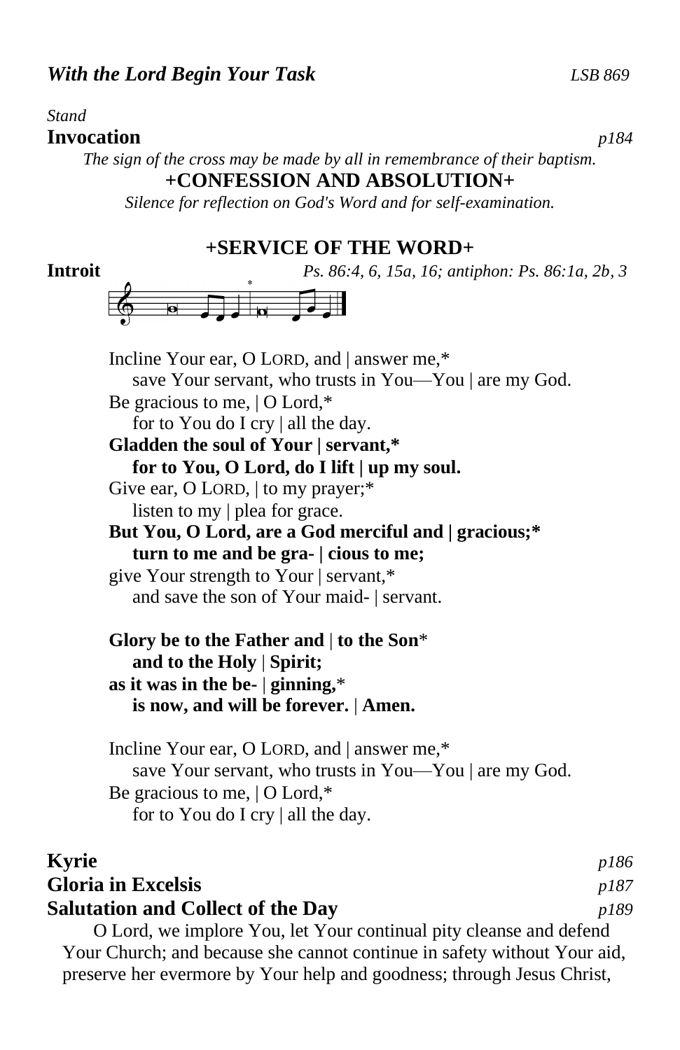***With the Lord Begin Your Task*** *LSB 869*

*Stand*

**Invocation** *p184*

*The sign of the cross may be made by all in remembrance of their baptism.*

**+CONFESSION AND ABSOLUTION+**

*Silence for reflection on God's Word and for self-examination.*

## +SERVICE OF THE WORD+

**Introit** *Ps. 86:4, 6, 15a, 16; antiphon: Ps. 86:1a, 2b, 3*

Incline Your ear, O LORD, and | answer me,*
save Your servant, who trusts in You—You | are my God.
Be gracious to me, | O Lord,*
for to You do I cry | all the day.
**Gladden the soul of Your | servant,***
**for to You, O Lord, do I lift | up my soul.**
Give ear, O LORD, | to my prayer;*
listen to my | plea for grace.
**But You, O Lord, are a God merciful and | gracious;***
**turn to me and be gra- | cious to me;**
give Your strength to Your | servant,*
and save the son of Your maid- | servant.

**Glory be to the Father and | to the Son***
**and to the Holy | Spirit;**
**as it was in the be- | ginning,***
**is now, and will be forever. | Amen.**

Incline Your ear, O LORD, and | answer me,*
save Your servant, who trusts in You—You | are my God.
Be gracious to me, | O Lord,*
for to You do I cry | all the day.

**Kyrie** *p186*

**Gloria in Excelsis** *p187*

**Salutation and Collect of the Day** *p189*

O Lord, we implore You, let Your continual pity cleanse and defend Your Church; and because she cannot continue in safety without Your aid, preserve her evermore by Your help and goodness; through Jesus Christ,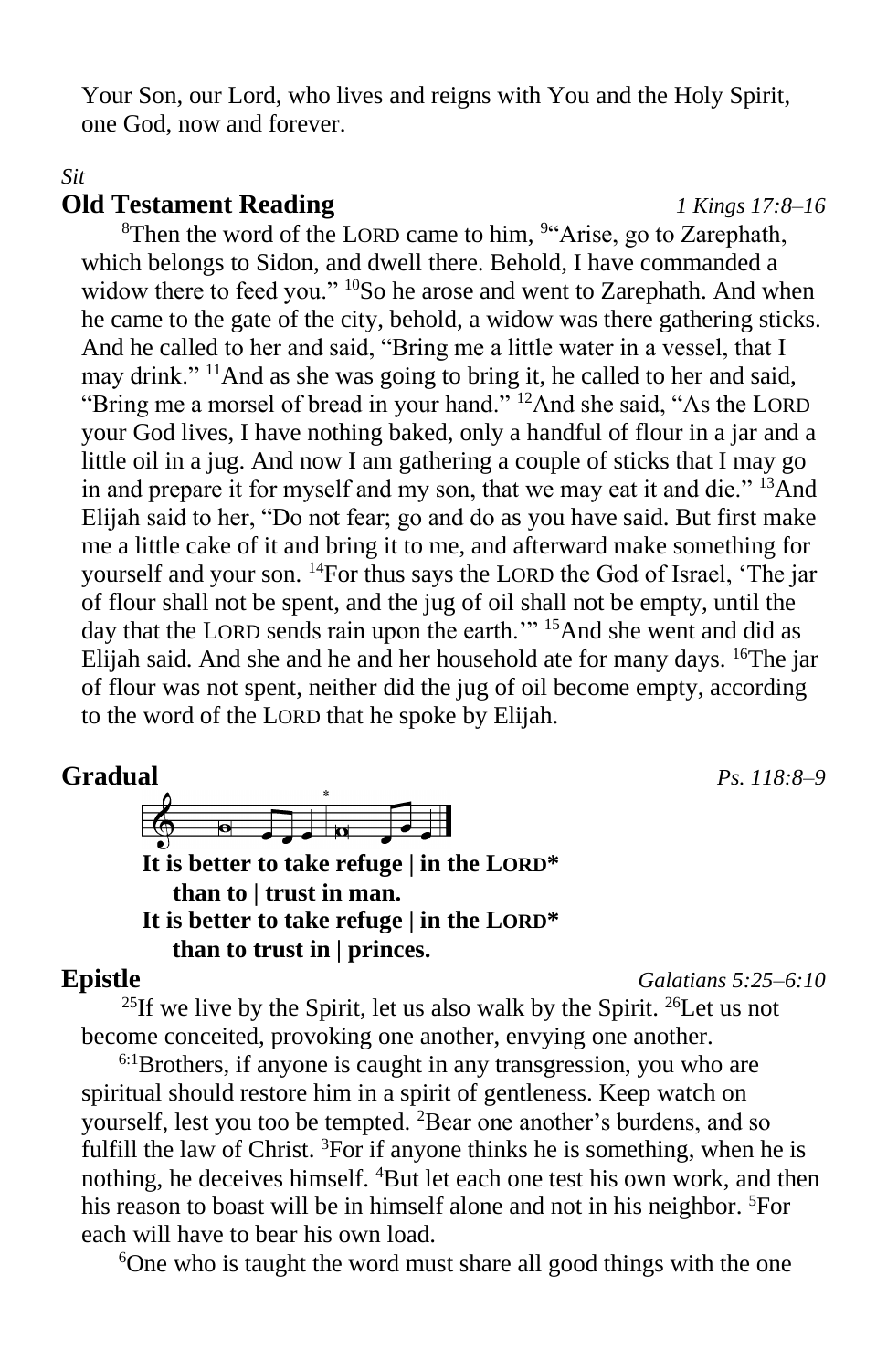Your Son, our Lord, who lives and reigns with You and the Holy Spirit, one God, now and forever.

*Sit*

**Old Testament Reading** *1 Kings 17:8–16*

[8]Then the word of the LORD came to him, [9]"Arise, go to Zarephath, which belongs to Sidon, and dwell there. Behold, I have commanded a widow there to feed you." [10]So he arose and went to Zarephath. And when he came to the gate of the city, behold, a widow was there gathering sticks. And he called to her and said, "Bring me a little water in a vessel, that I may drink." [11]And as she was going to bring it, he called to her and said, "Bring me a morsel of bread in your hand." [12]And she said, "As the LORD your God lives, I have nothing baked, only a handful of flour in a jar and a little oil in a jug. And now I am gathering a couple of sticks that I may go in and prepare it for myself and my son, that we may eat it and die." [13]And Elijah said to her, "Do not fear; go and do as you have said. But first make me a little cake of it and bring it to me, and afterward make something for yourself and your son. [14]For thus says the LORD the God of Israel, 'The jar of flour shall not be spent, and the jug of oil shall not be empty, until the day that the LORD sends rain upon the earth.'" [15]And she went and did as Elijah said. And she and he and her household ate for many days. [16]The jar of flour was not spent, neither did the jug of oil become empty, according to the word of the LORD that he spoke by Elijah.

**Gradual** *Ps. 118:8–9*

**It is better to take refuge | in the LORD\***
**than to | trust in man.**
**It is better to take refuge | in the LORD\***
**than to trust in | princes.**

**Epistle** *Galatians 5:25–6:10*

[25]If we live by the Spirit, let us also walk by the Spirit. [26]Let us not become conceited, provoking one another, envying one another.

[6:1]Brothers, if anyone is caught in any transgression, you who are spiritual should restore him in a spirit of gentleness. Keep watch on yourself, lest you too be tempted. [2]Bear one another's burdens, and so fulfill the law of Christ. [3]For if anyone thinks he is something, when he is nothing, he deceives himself. [4]But let each one test his own work, and then his reason to boast will be in himself alone and not in his neighbor. [5]For each will have to bear his own load.

[6]One who is taught the word must share all good things with the one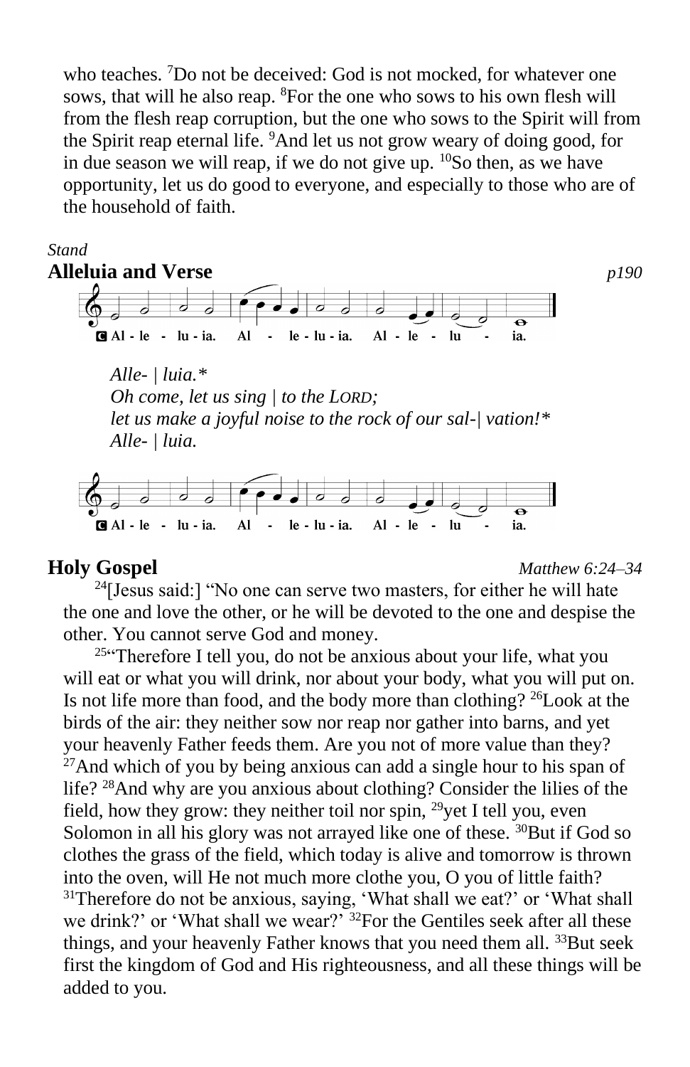who teaches. [7]Do not be deceived: God is not mocked, for whatever one sows, that will he also reap. [8]For the one who sows to his own flesh will from the flesh reap corruption, but the one who sows to the Spirit will from the Spirit reap eternal life. [9]And let us not grow weary of doing good, for in due season we will reap, if we do not give up. [10]So then, as we have opportunity, let us do good to everyone, and especially to those who are of the household of faith.

*Stand*

## Alleluia and Verse *p190*

**C** Al - le - lu - ia. Al - le - lu - ia. Al - le - lu - ia.

*Alle- | luia.\**
*Oh come, let us sing | to the LORD;*
*let us make a joyful noise to the rock of our sal-| vation!\**
*Alle- | luia.*

**C** Al - le - lu - ia. Al - le - lu - ia. Al - le - lu - ia.

## Holy Gospel *Matthew 6:24–34*

[24][Jesus said:] "No one can serve two masters, for either he will hate the one and love the other, or he will be devoted to the one and despise the other. You cannot serve God and money.

[25]"Therefore I tell you, do not be anxious about your life, what you will eat or what you will drink, nor about your body, what you will put on. Is not life more than food, and the body more than clothing? [26]Look at the birds of the air: they neither sow nor reap nor gather into barns, and yet your heavenly Father feeds them. Are you not of more value than they? [27]And which of you by being anxious can add a single hour to his span of life? [28]And why are you anxious about clothing? Consider the lilies of the field, how they grow: they neither toil nor spin, [29]yet I tell you, even Solomon in all his glory was not arrayed like one of these. [30]But if God so clothes the grass of the field, which today is alive and tomorrow is thrown into the oven, will He not much more clothe you, O you of little faith? [31]Therefore do not be anxious, saying, 'What shall we eat?' or 'What shall we drink?' or 'What shall we wear?' [32]For the Gentiles seek after all these things, and your heavenly Father knows that you need them all. [33]But seek first the kingdom of God and His righteousness, and all these things will be added to you.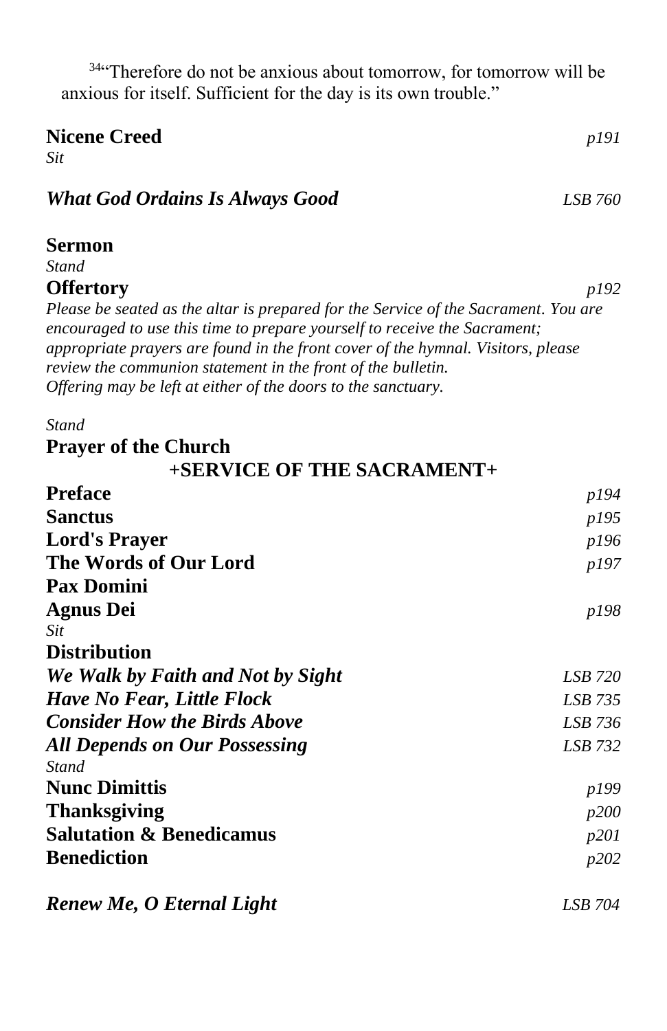[34]"Therefore do not be anxious about tomorrow, for tomorrow will be anxious for itself. Sufficient for the day is its own trouble."

**Nicene Creed** *p191*
*Sit*

***What God Ordains Is Always Good*** *LSB 760*

**Sermon**
*Stand*
**Offertory** *p192*
*Please be seated as the altar is prepared for the Service of the Sacrament. You are encouraged to use this time to prepare yourself to receive the Sacrament; appropriate prayers are found in the front cover of the hymnal. Visitors, please review the communion statement in the front of the bulletin.*
*Offering may be left at either of the doors to the sanctuary.*

*Stand*
**Prayer of the Church**

## +SERVICE OF THE SACRAMENT+

**Preface** *p194*
**Sanctus** *p195*
**Lord's Prayer** *p196*
**The Words of Our Lord** *p197*
**Pax Domini**
**Agnus Dei** *p198*
*Sit*
**Distribution**
***We Walk by Faith and Not by Sight*** *LSB 720*
***Have No Fear, Little Flock*** *LSB 735*
***Consider How the Birds Above*** *LSB 736*
***All Depends on Our Possessing*** *LSB 732*
*Stand*
**Nunc Dimittis** *p199*
**Thanksgiving** *p200*
**Salutation & Benedicamus** *p201*
**Benediction** *p202*

***Renew Me, O Eternal Light*** *LSB 704*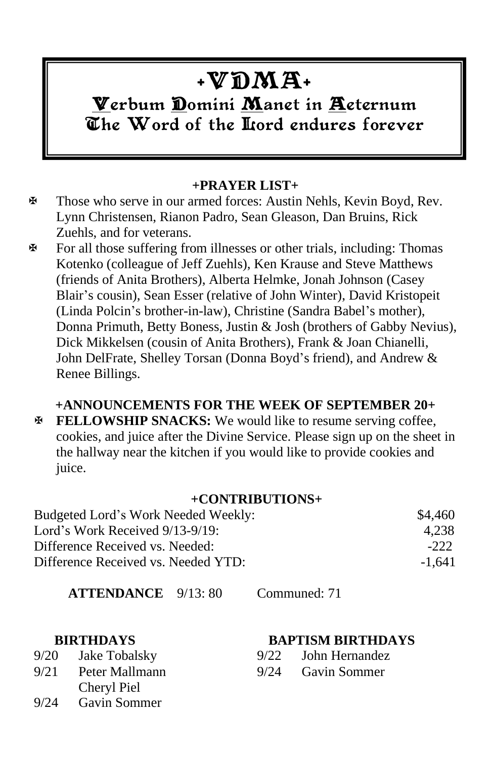# +VDMA+

## Verbum Domini Manet in Aeternum
## The Word of the Lord endures forever

### +PRAYER LIST+

- Those who serve in our armed forces: Austin Nehls, Kevin Boyd, Rev. Lynn Christensen, Rianon Padro, Sean Gleason, Dan Bruins, Rick Zuehls, and for veterans.
- For all those suffering from illnesses or other trials, including: Thomas Kotenko (colleague of Jeff Zuehls), Ken Krause and Steve Matthews (friends of Anita Brothers), Alberta Helmke, Jonah Johnson (Casey Blair's cousin), Sean Esser (relative of John Winter), David Kristopeit (Linda Polcin's brother-in-law), Christine (Sandra Babel's mother), Donna Primuth, Betty Boness, Justin & Josh (brothers of Gabby Nevius), Dick Mikkelsen (cousin of Anita Brothers), Frank & Joan Chianelli, John DelFrate, Shelley Torsan (Donna Boyd's friend), and Andrew & Renee Billings.

### +ANNOUNCEMENTS FOR THE WEEK OF SEPTEMBER 20+

- **FELLOWSHIP SNACKS:** We would like to resume serving coffee, cookies, and juice after the Divine Service. Please sign up on the sheet in the hallway near the kitchen if you would like to provide cookies and juice.

### +CONTRIBUTIONS+

| | |
|---|---|
| Budgeted Lord's Work Needed Weekly: | $4,460 |
| Lord's Work Received 9/13-9/19: | 4,238 |
| Difference Received vs. Needed: | -222 |
| Difference Received vs. Needed YTD: | -1,641 |

**ATTENDANCE** 9/13: 80 Communed: 71

### BIRTHDAYS

| | |
|---|---|
| 9/20 | Jake Tobalsky |
| 9/21 | Peter Mallmann |
| | Cheryl Piel |
| 9/24 | Gavin Sommer |

### BAPTISM BIRTHDAYS

| | |
|---|---|
| 9/22 | John Hernandez |
| 9/24 | Gavin Sommer |